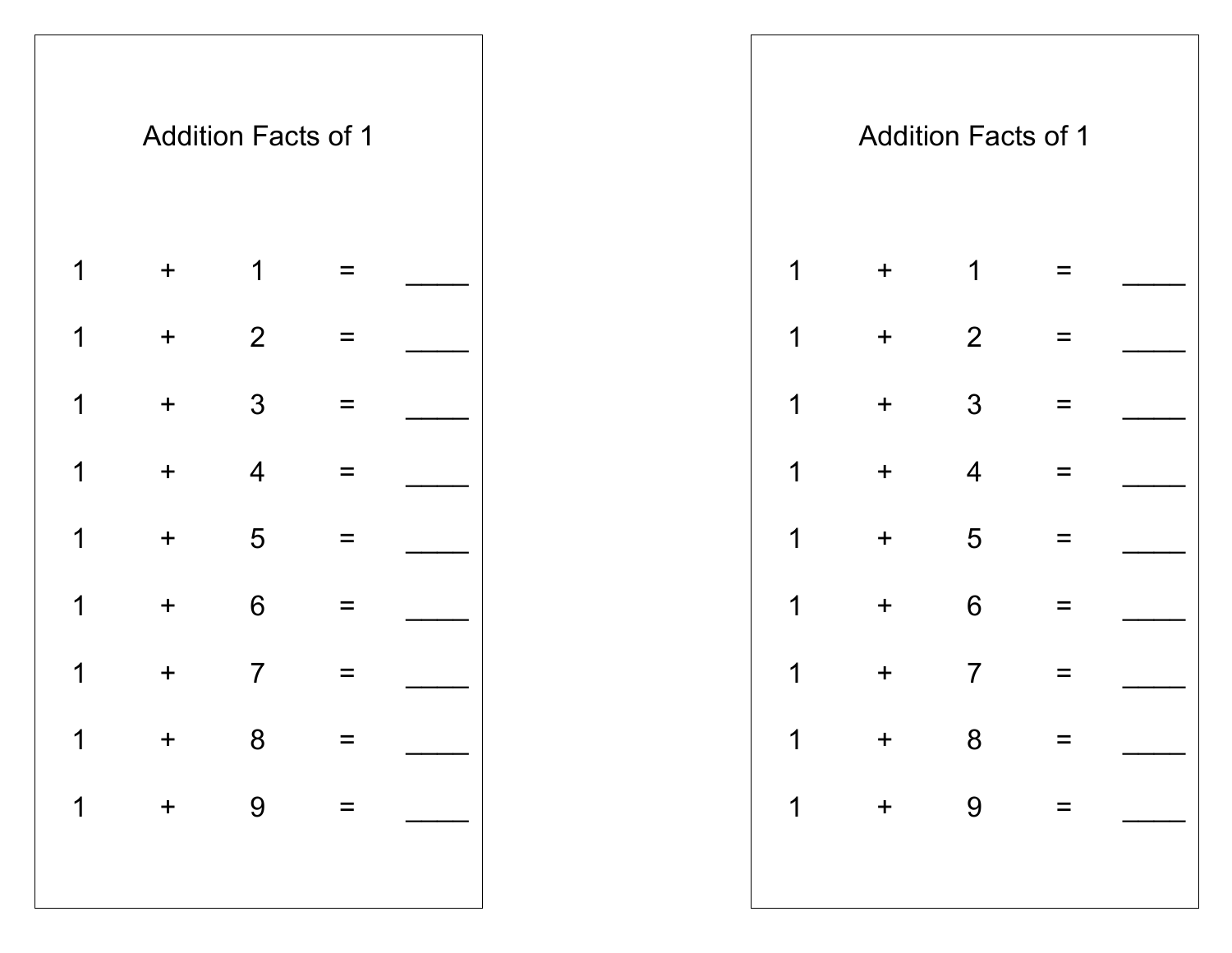## Addition Facts of 1

1 + 1 = ____

1 + 2 = ____

1 + 3 = ____

1 + 4 = ____

1 + 5 = ____

1 + 6 = ____

1 + 7 = ____

1 + 8 = ____

1 + 9 = ____

## Addition Facts of 1

1 + 1 = ____

1 + 2 = ____

1 + 3 = ____

1 + 4 = ____

1 + 5 = ____

1 + 6 = ____

1 + 7 = ____

1 + 8 = ____

1 + 9 = ____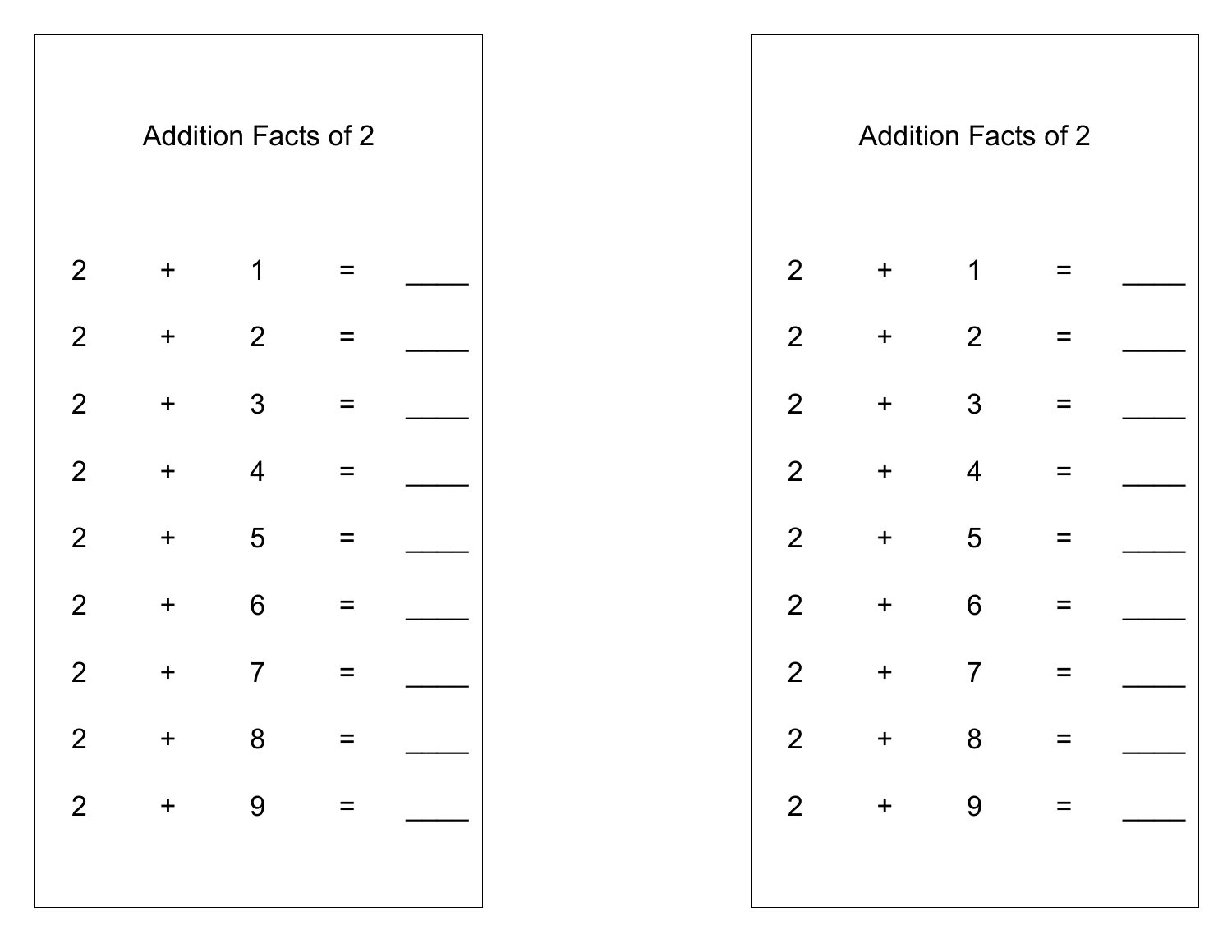## Addition Facts of 2

2 + 1 = _____

2 + 2 = _____

2 + 3 = _____

2 + 4 = _____

2 + 5 = _____

2 + 6 = _____

2 + 7 = _____

2 + 8 = _____

2 + 9 = _____

## Addition Facts of 2

2 + 1 = _____

2 + 2 = _____

2 + 3 = _____

2 + 4 = _____

2 + 5 = _____

2 + 6 = _____

2 + 7 = _____

2 + 8 = _____

2 + 9 = _____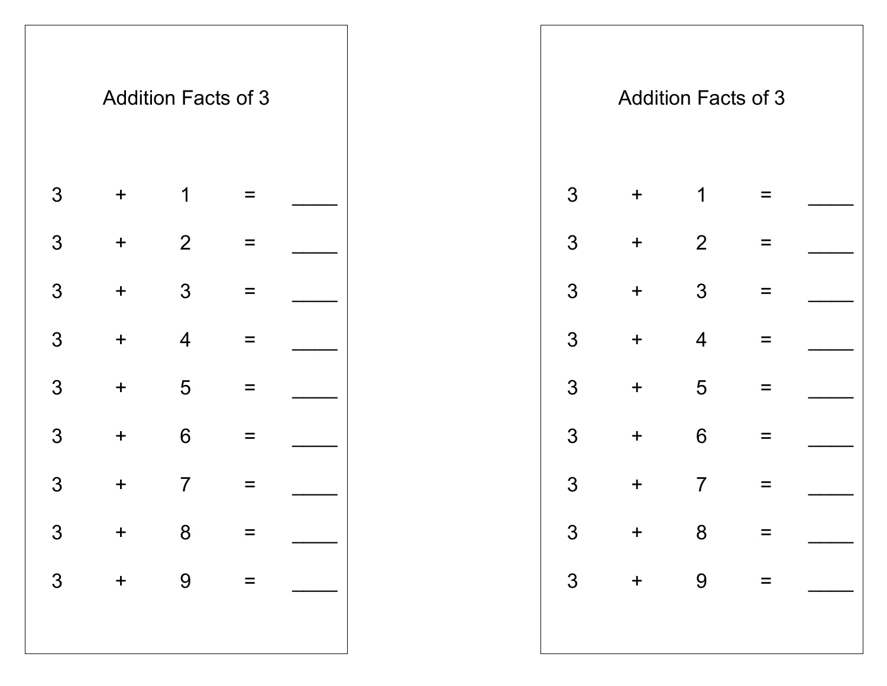## Addition Facts of 3

3 + 1 = ____

3 + 2 = ____

3 + 3 = ____

3 + 4 = ____

3 + 5 = ____

3 + 6 = ____

3 + 7 = ____

3 + 8 = ____

3 + 9 = ____

## Addition Facts of 3

3 + 1 = ____

3 + 2 = ____

3 + 3 = ____

3 + 4 = ____

3 + 5 = ____

3 + 6 = ____

3 + 7 = ____

3 + 8 = ____

3 + 9 = ____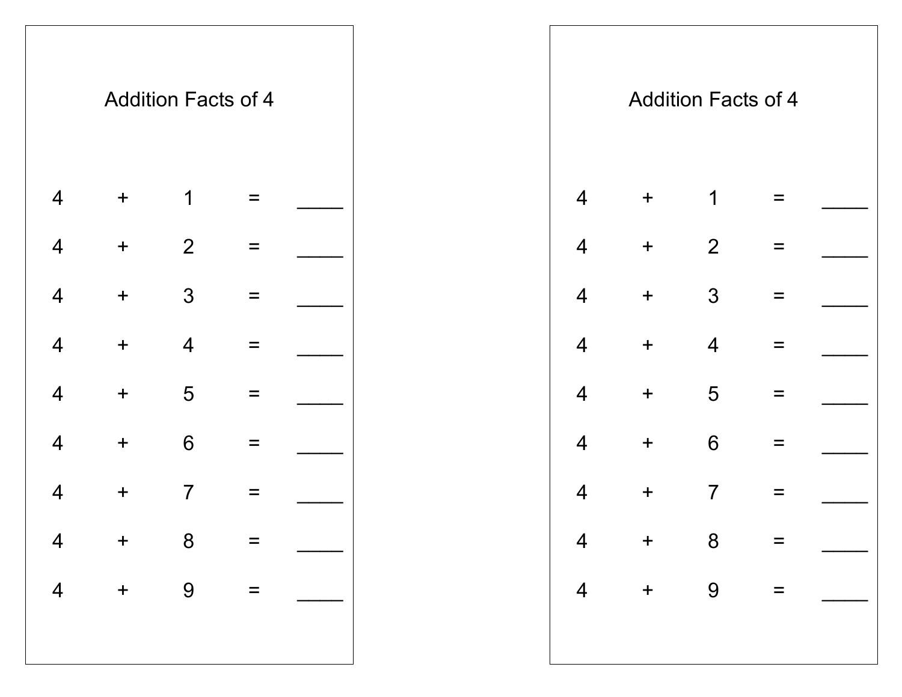## Addition Facts of 4

4 + 1 = ____

4 + 2 = ____

4 + 3 = ____

4 + 4 = ____

4 + 5 = ____

4 + 6 = ____

4 + 7 = ____

4 + 8 = ____

4 + 9 = ____

## Addition Facts of 4

4 + 1 = ____

4 + 2 = ____

4 + 3 = ____

4 + 4 = ____

4 + 5 = ____

4 + 6 = ____

4 + 7 = ____

4 + 8 = ____

4 + 9 = ____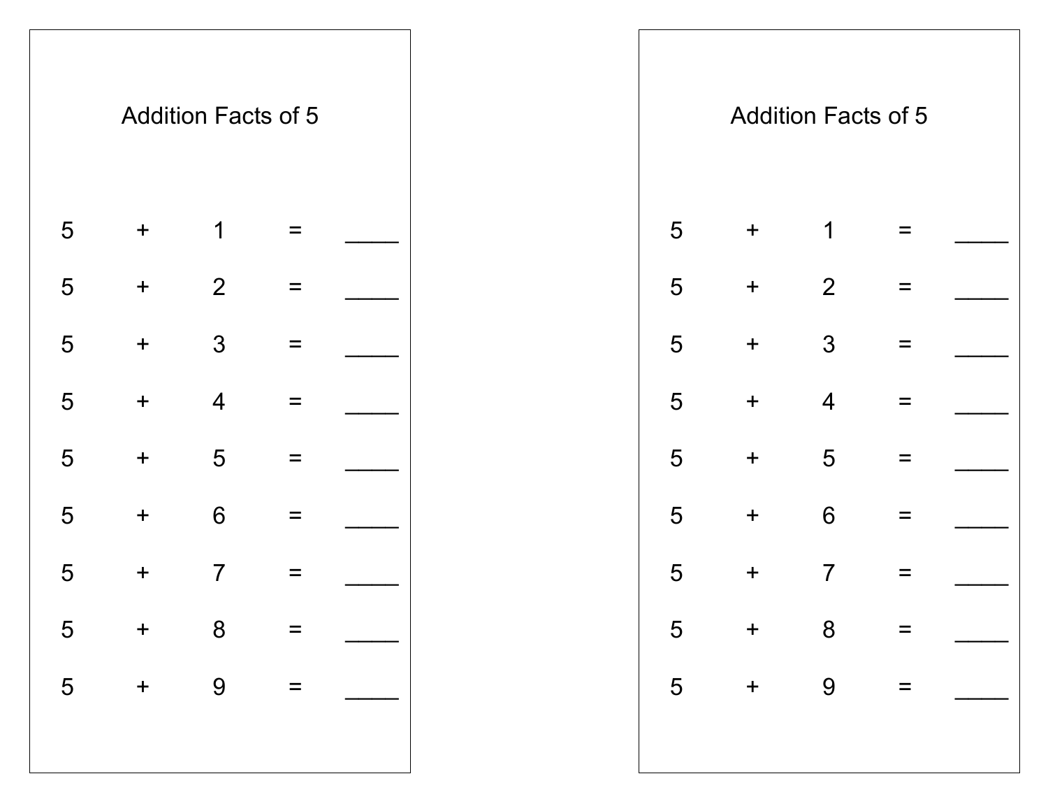## Addition Facts of 5

5 + 1 = ____

5 + 2 = ____

5 + 3 = ____

5 + 4 = ____

5 + 5 = ____

5 + 6 = ____

5 + 7 = ____

5 + 8 = ____

5 + 9 = ____

## Addition Facts of 5

5 + 1 = ____

5 + 2 = ____

5 + 3 = ____

5 + 4 = ____

5 + 5 = ____

5 + 6 = ____

5 + 7 = ____

5 + 8 = ____

5 + 9 = ____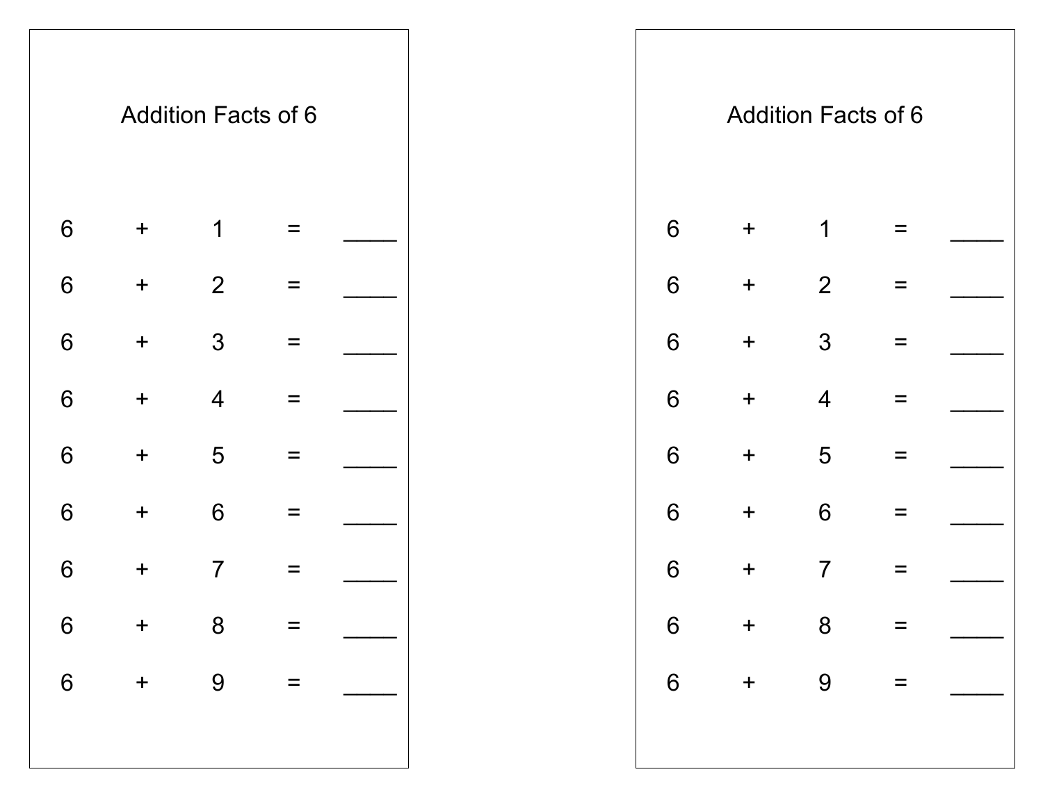## Addition Facts of 6

6 + 1 = ____

6 + 2 = ____

6 + 3 = ____

6 + 4 = ____

6 + 5 = ____

6 + 6 = ____

6 + 7 = ____

6 + 8 = ____

6 + 9 = ____

## Addition Facts of 6

6 + 1 = ____

6 + 2 = ____

6 + 3 = ____

6 + 4 = ____

6 + 5 = ____

6 + 6 = ____

6 + 7 = ____

6 + 8 = ____

6 + 9 = ____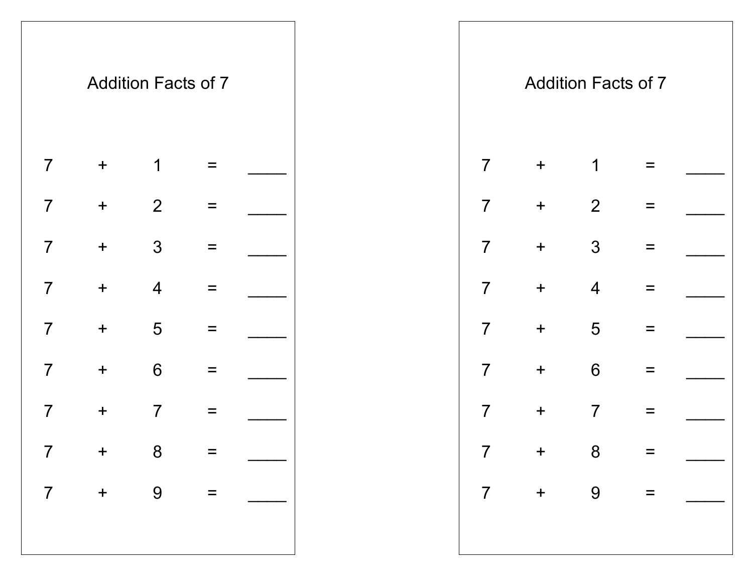## Addition Facts of 7

$7 + 1 =$ ____

$7 + 2 =$ ____

$7 + 3 =$ ____

$7 + 4 =$ ____

$7 + 5 =$ ____

$7 + 6 =$ ____

$7 + 7 =$ ____

$7 + 8 =$ ____

$7 + 9 =$ ____

## Addition Facts of 7

$7 + 1 =$ ____

$7 + 2 =$ ____

$7 + 3 =$ ____

$7 + 4 =$ ____

$7 + 5 =$ ____

$7 + 6 =$ ____

$7 + 7 =$ ____

$7 + 8 =$ ____

$7 + 9 =$ ____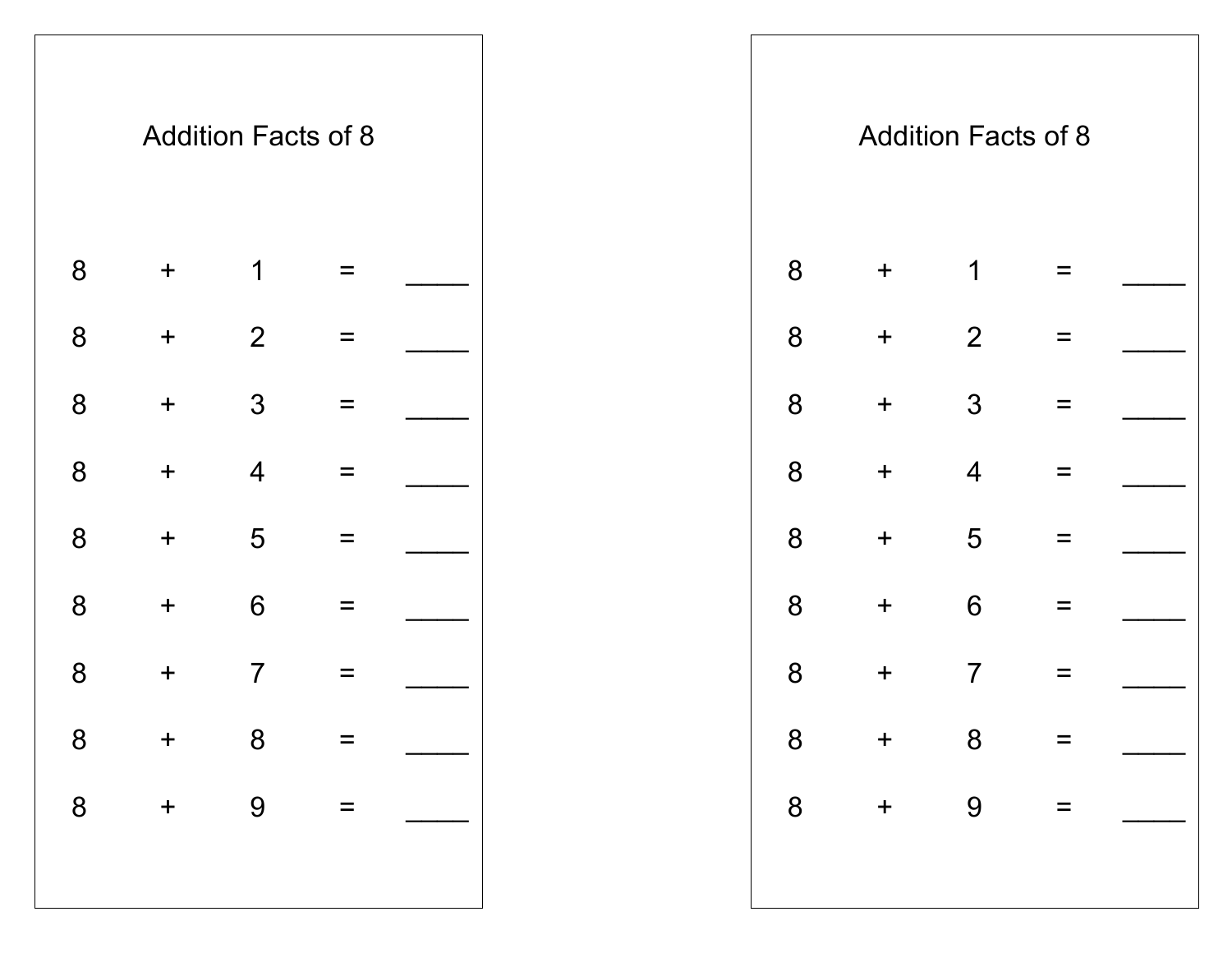## Addition Facts of 8

8 + 1 = ____

8 + 2 = ____

8 + 3 = ____

8 + 4 = ____

8 + 5 = ____

8 + 6 = ____

8 + 7 = ____

8 + 8 = ____

8 + 9 = ____

## Addition Facts of 8

8 + 1 = ____

8 + 2 = ____

8 + 3 = ____

8 + 4 = ____

8 + 5 = ____

8 + 6 = ____

8 + 7 = ____

8 + 8 = ____

8 + 9 = ____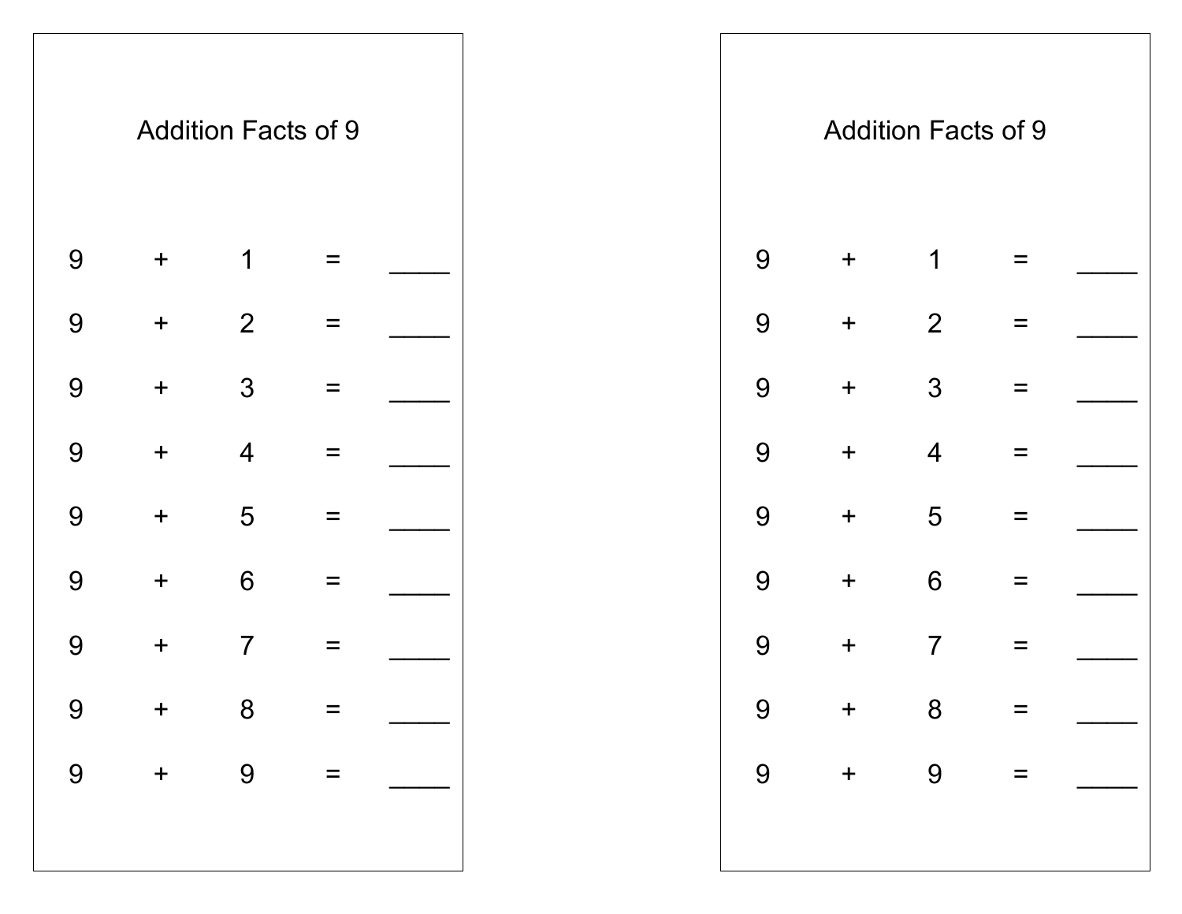## Addition Facts of 9

9 + 1 = ____

9 + 2 = ____

9 + 3 = ____

9 + 4 = ____

9 + 5 = ____

9 + 6 = ____

9 + 7 = ____

9 + 8 = ____

9 + 9 = ____

## Addition Facts of 9

9 + 1 = ____

9 + 2 = ____

9 + 3 = ____

9 + 4 = ____

9 + 5 = ____

9 + 6 = ____

9 + 7 = ____

9 + 8 = ____

9 + 9 = ____